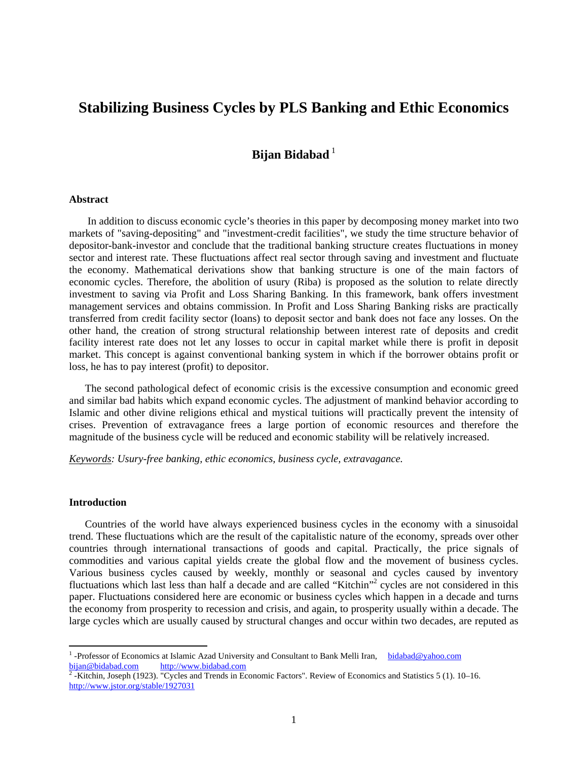# Stabilizing Business Cycles by PLS Banking and Ethic Economics

**Bijan Bidabad** [1]

### Abstract

In addition to discuss economic cycle's theories in this paper by decomposing money market into two markets of "saving-depositing" and "investment-credit facilities", we study the time structure behavior of depositor-bank-investor and conclude that the traditional banking structure creates fluctuations in money sector and interest rate. These fluctuations affect real sector through saving and investment and fluctuate the economy. Mathematical derivations show that banking structure is one of the main factors of economic cycles. Therefore, the abolition of usury (Riba) is proposed as the solution to relate directly investment to saving via Profit and Loss Sharing Banking. In this framework, bank offers investment management services and obtains commission. In Profit and Loss Sharing Banking risks are practically transferred from credit facility sector (loans) to deposit sector and bank does not face any losses. On the other hand, the creation of strong structural relationship between interest rate of deposits and credit facility interest rate does not let any losses to occur in capital market while there is profit in deposit market. This concept is against conventional banking system in which if the borrower obtains profit or loss, he has to pay interest (profit) to depositor.

The second pathological defect of economic crisis is the excessive consumption and economic greed and similar bad habits which expand economic cycles. The adjustment of mankind behavior according to Islamic and other divine religions ethical and mystical tuitions will practically prevent the intensity of crises. Prevention of extravagance frees a large portion of economic resources and therefore the magnitude of the business cycle will be reduced and economic stability will be relatively increased.

*Keywords: Usury-free banking, ethic economics, business cycle, extravagance.*

### Introduction

Countries of the world have always experienced business cycles in the economy with a sinusoidal trend. These fluctuations which are the result of the capitalistic nature of the economy, spreads over other countries through international transactions of goods and capital. Practically, the price signals of commodities and various capital yields create the global flow and the movement of business cycles. Various business cycles caused by weekly, monthly or seasonal and cycles caused by inventory fluctuations which last less than half a decade and are called "Kitchin"[2] cycles are not considered in this paper. Fluctuations considered here are economic or business cycles which happen in a decade and turns the economy from prosperity to recession and crisis, and again, to prosperity usually within a decade. The large cycles which are usually caused by structural changes and occur within two decades, are reputed as

---

[1] -Professor of Economics at Islamic Azad University and Consultant to Bank Melli Iran, bidabad@yahoo.com bijan@bidabad.com http://www.bidabad.com

[2] -Kitchin, Joseph (1923). "Cycles and Trends in Economic Factors". Review of Economics and Statistics 5 (1). 10–16. http://www.jstor.org/stable/1927031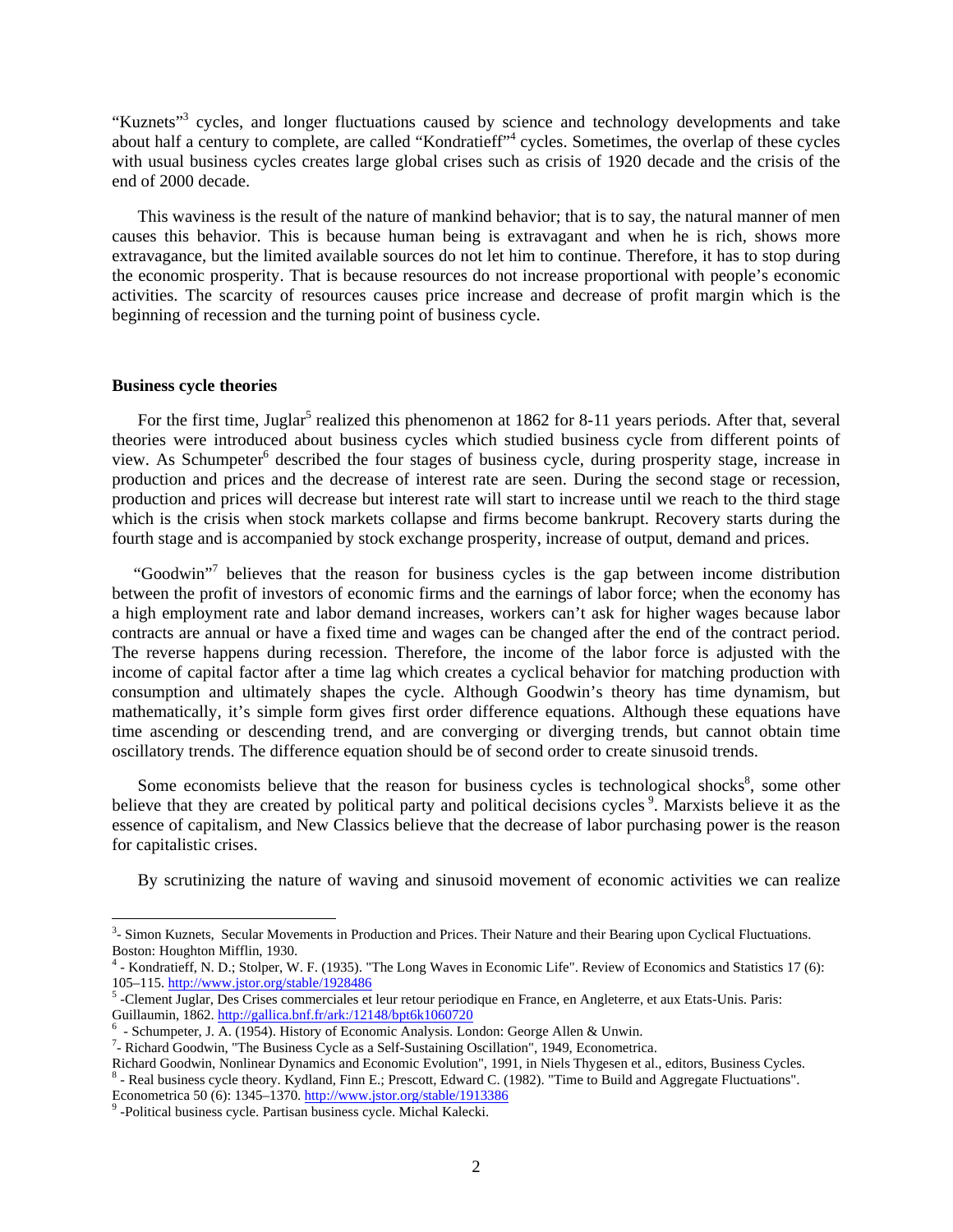"Kuznets"[3] cycles, and longer fluctuations caused by science and technology developments and take about half a century to complete, are called "Kondratieff"[4] cycles. Sometimes, the overlap of these cycles with usual business cycles creates large global crises such as crisis of 1920 decade and the crisis of the end of 2000 decade.

This waviness is the result of the nature of mankind behavior; that is to say, the natural manner of men causes this behavior. This is because human being is extravagant and when he is rich, shows more extravagance, but the limited available sources do not let him to continue. Therefore, it has to stop during the economic prosperity. That is because resources do not increase proportional with people's economic activities. The scarcity of resources causes price increase and decrease of profit margin which is the beginning of recession and the turning point of business cycle.

**Business cycle theories**

For the first time, Juglar[5] realized this phenomenon at 1862 for 8-11 years periods. After that, several theories were introduced about business cycles which studied business cycle from different points of view. As Schumpeter[6] described the four stages of business cycle, during prosperity stage, increase in production and prices and the decrease of interest rate are seen. During the second stage or recession, production and prices will decrease but interest rate will start to increase until we reach to the third stage which is the crisis when stock markets collapse and firms become bankrupt. Recovery starts during the fourth stage and is accompanied by stock exchange prosperity, increase of output, demand and prices.

"Goodwin"[7] believes that the reason for business cycles is the gap between income distribution between the profit of investors of economic firms and the earnings of labor force; when the economy has a high employment rate and labor demand increases, workers can't ask for higher wages because labor contracts are annual or have a fixed time and wages can be changed after the end of the contract period. The reverse happens during recession. Therefore, the income of the labor force is adjusted with the income of capital factor after a time lag which creates a cyclical behavior for matching production with consumption and ultimately shapes the cycle. Although Goodwin's theory has time dynamism, but mathematically, it's simple form gives first order difference equations. Although these equations have time ascending or descending trend, and are converging or diverging trends, but cannot obtain time oscillatory trends. The difference equation should be of second order to create sinusoid trends.

Some economists believe that the reason for business cycles is technological shocks[8], some other believe that they are created by political party and political decisions cycles[9]. Marxists believe it as the essence of capitalism, and New Classics believe that the decrease of labor purchasing power is the reason for capitalistic crises.

By scrutinizing the nature of waving and sinusoid movement of economic activities we can realize

---

[3] - Simon Kuznets, Secular Movements in Production and Prices. Their Nature and their Bearing upon Cyclical Fluctuations. Boston: Houghton Mifflin, 1930.

[4] - Kondratieff, N. D.; Stolper, W. F. (1935). "The Long Waves in Economic Life". Review of Economics and Statistics 17 (6): 105–115. http://www.jstor.org/stable/1928486

[5] -Clement Juglar, Des Crises commerciales et leur retour periodique en France, en Angleterre, et aux Etats-Unis. Paris: Guillaumin, 1862. http://gallica.bnf.fr/ark:/12148/bpt6k1060720

[6] - Schumpeter, J. A. (1954). History of Economic Analysis. London: George Allen & Unwin.

[7] - Richard Goodwin, "The Business Cycle as a Self-Sustaining Oscillation", 1949, Econometrica.
Richard Goodwin, Nonlinear Dynamics and Economic Evolution", 1991, in Niels Thygesen et al., editors, Business Cycles.

[8] - Real business cycle theory. Kydland, Finn E.; Prescott, Edward C. (1982). "Time to Build and Aggregate Fluctuations". Econometrica 50 (6): 1345–1370. http://www.jstor.org/stable/1913386

[9] -Political business cycle. Partisan business cycle. Michal Kalecki.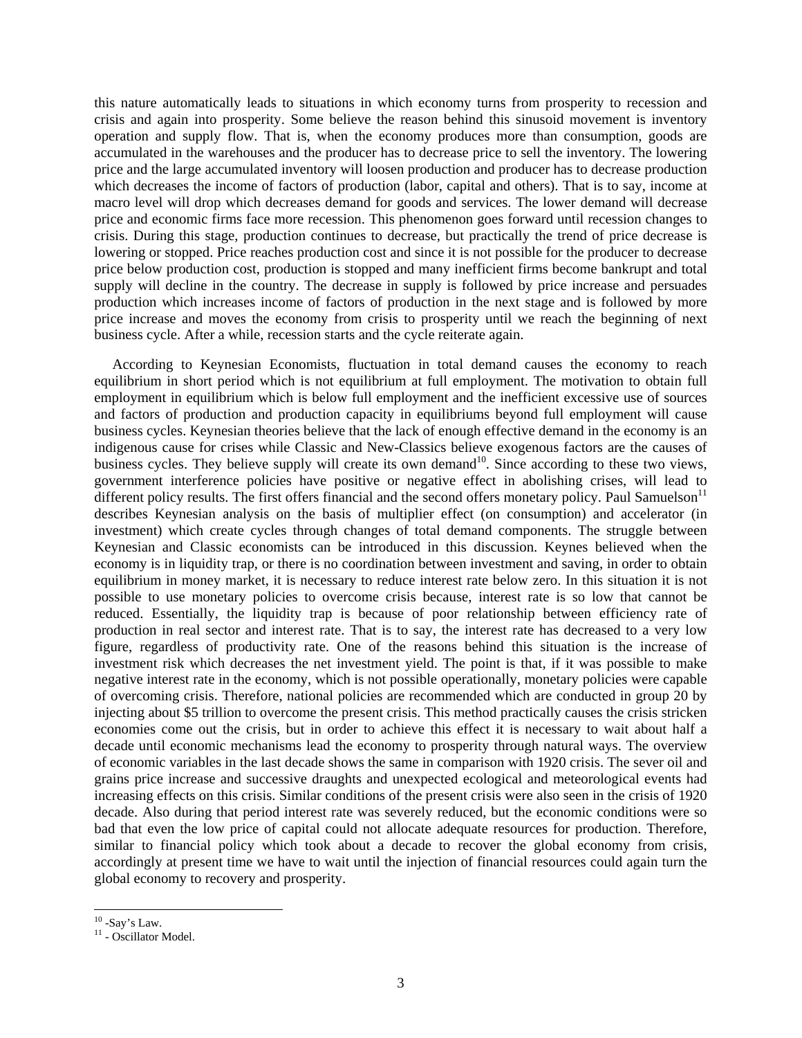this nature automatically leads to situations in which economy turns from prosperity to recession and crisis and again into prosperity. Some believe the reason behind this sinusoid movement is inventory operation and supply flow. That is, when the economy produces more than consumption, goods are accumulated in the warehouses and the producer has to decrease price to sell the inventory. The lowering price and the large accumulated inventory will loosen production and producer has to decrease production which decreases the income of factors of production (labor, capital and others). That is to say, income at macro level will drop which decreases demand for goods and services. The lower demand will decrease price and economic firms face more recession. This phenomenon goes forward until recession changes to crisis. During this stage, production continues to decrease, but practically the trend of price decrease is lowering or stopped. Price reaches production cost and since it is not possible for the producer to decrease price below production cost, production is stopped and many inefficient firms become bankrupt and total supply will decline in the country. The decrease in supply is followed by price increase and persuades production which increases income of factors of production in the next stage and is followed by more price increase and moves the economy from crisis to prosperity until we reach the beginning of next business cycle. After a while, recession starts and the cycle reiterate again.

According to Keynesian Economists, fluctuation in total demand causes the economy to reach equilibrium in short period which is not equilibrium at full employment. The motivation to obtain full employment in equilibrium which is below full employment and the inefficient excessive use of sources and factors of production and production capacity in equilibriums beyond full employment will cause business cycles. Keynesian theories believe that the lack of enough effective demand in the economy is an indigenous cause for crises while Classic and New-Classics believe exogenous factors are the causes of business cycles. They believe supply will create its own demand[10]. Since according to these two views, government interference policies have positive or negative effect in abolishing crises, will lead to different policy results. The first offers financial and the second offers monetary policy. Paul Samuelson[11] describes Keynesian analysis on the basis of multiplier effect (on consumption) and accelerator (in investment) which create cycles through changes of total demand components. The struggle between Keynesian and Classic economists can be introduced in this discussion. Keynes believed when the economy is in liquidity trap, or there is no coordination between investment and saving, in order to obtain equilibrium in money market, it is necessary to reduce interest rate below zero. In this situation it is not possible to use monetary policies to overcome crisis because, interest rate is so low that cannot be reduced. Essentially, the liquidity trap is because of poor relationship between efficiency rate of production in real sector and interest rate. That is to say, the interest rate has decreased to a very low figure, regardless of productivity rate. One of the reasons behind this situation is the increase of investment risk which decreases the net investment yield. The point is that, if it was possible to make negative interest rate in the economy, which is not possible operationally, monetary policies were capable of overcoming crisis. Therefore, national policies are recommended which are conducted in group 20 by injecting about $5 trillion to overcome the present crisis. This method practically causes the crisis stricken economies come out the crisis, but in order to achieve this effect it is necessary to wait about half a decade until economic mechanisms lead the economy to prosperity through natural ways. The overview of economic variables in the last decade shows the same in comparison with 1920 crisis. The sever oil and grains price increase and successive draughts and unexpected ecological and meteorological events had increasing effects on this crisis. Similar conditions of the present crisis were also seen in the crisis of 1920 decade. Also during that period interest rate was severely reduced, but the economic conditions were so bad that even the low price of capital could not allocate adequate resources for production. Therefore, similar to financial policy which took about a decade to recover the global economy from crisis, accordingly at present time we have to wait until the injection of financial resources could again turn the global economy to recovery and prosperity.

---

[10] -Say's Law.

[11] - Oscillator Model.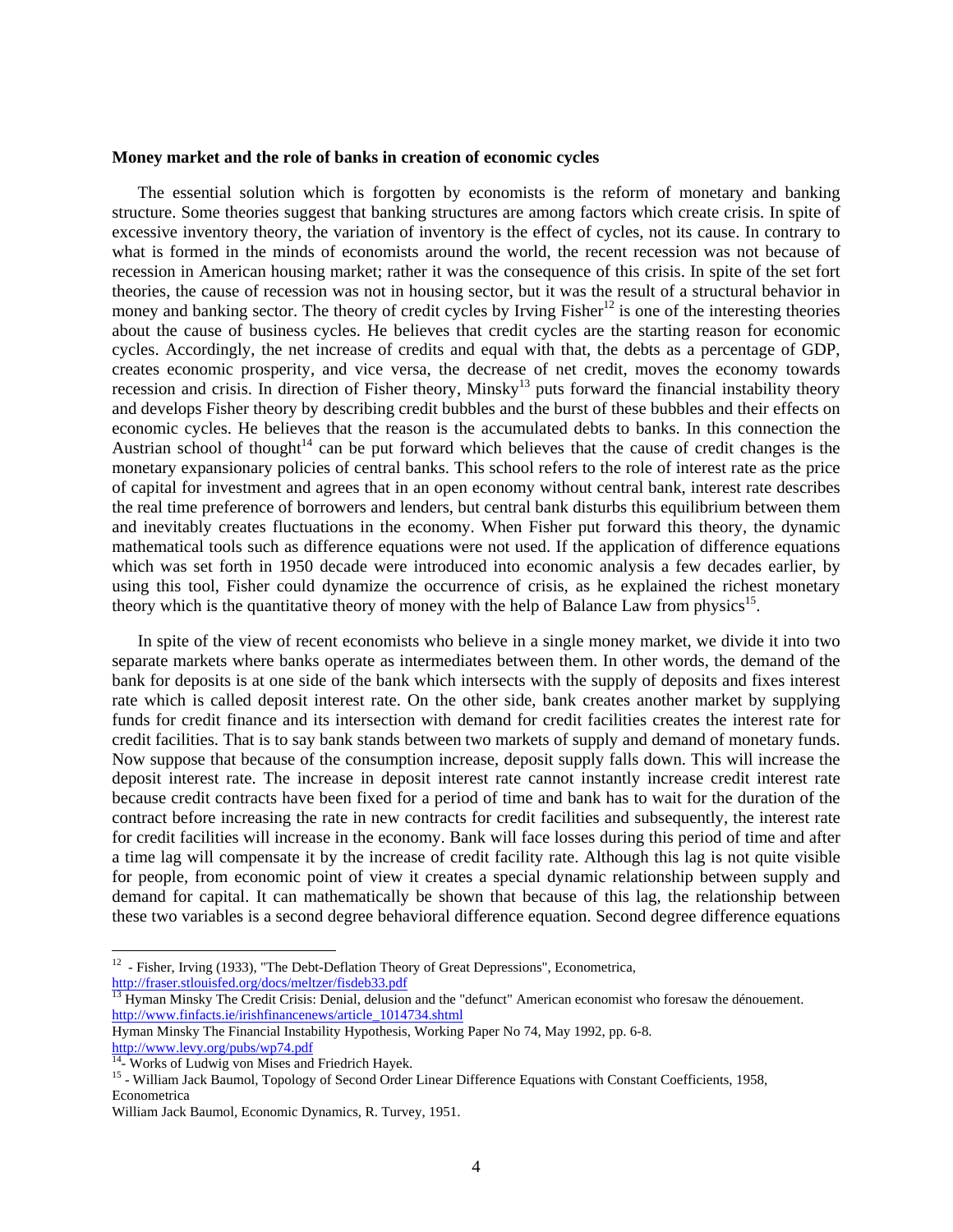**Money market and the role of banks in creation of economic cycles**

The essential solution which is forgotten by economists is the reform of monetary and banking structure. Some theories suggest that banking structures are among factors which create crisis. In spite of excessive inventory theory, the variation of inventory is the effect of cycles, not its cause. In contrary to what is formed in the minds of economists around the world, the recent recession was not because of recession in American housing market; rather it was the consequence of this crisis. In spite of the set fort theories, the cause of recession was not in housing sector, but it was the result of a structural behavior in money and banking sector. The theory of credit cycles by Irving Fisher[12] is one of the interesting theories about the cause of business cycles. He believes that credit cycles are the starting reason for economic cycles. Accordingly, the net increase of credits and equal with that, the debts as a percentage of GDP, creates economic prosperity, and vice versa, the decrease of net credit, moves the economy towards recession and crisis. In direction of Fisher theory, Minsky[13] puts forward the financial instability theory and develops Fisher theory by describing credit bubbles and the burst of these bubbles and their effects on economic cycles. He believes that the reason is the accumulated debts to banks. In this connection the Austrian school of thought[14] can be put forward which believes that the cause of credit changes is the monetary expansionary policies of central banks. This school refers to the role of interest rate as the price of capital for investment and agrees that in an open economy without central bank, interest rate describes the real time preference of borrowers and lenders, but central bank disturbs this equilibrium between them and inevitably creates fluctuations in the economy. When Fisher put forward this theory, the dynamic mathematical tools such as difference equations were not used. If the application of difference equations which was set forth in 1950 decade were introduced into economic analysis a few decades earlier, by using this tool, Fisher could dynamize the occurrence of crisis, as he explained the richest monetary theory which is the quantitative theory of money with the help of Balance Law from physics[15].

In spite of the view of recent economists who believe in a single money market, we divide it into two separate markets where banks operate as intermediates between them. In other words, the demand of the bank for deposits is at one side of the bank which intersects with the supply of deposits and fixes interest rate which is called deposit interest rate. On the other side, bank creates another market by supplying funds for credit finance and its intersection with demand for credit facilities creates the interest rate for credit facilities. That is to say bank stands between two markets of supply and demand of monetary funds. Now suppose that because of the consumption increase, deposit supply falls down. This will increase the deposit interest rate. The increase in deposit interest rate cannot instantly increase credit interest rate because credit contracts have been fixed for a period of time and bank has to wait for the duration of the contract before increasing the rate in new contracts for credit facilities and subsequently, the interest rate for credit facilities will increase in the economy. Bank will face losses during this period of time and after a time lag will compensate it by the increase of credit facility rate. Although this lag is not quite visible for people, from economic point of view it creates a special dynamic relationship between supply and demand for capital. It can mathematically be shown that because of this lag, the relationship between these two variables is a second degree behavioral difference equation. Second degree difference equations

---

[12] - Fisher, Irving (1933), "The Debt-Deflation Theory of Great Depressions", Econometrica, http://fraser.stlouisfed.org/docs/meltzer/fisdeb33.pdf

[13] Hyman Minsky The Credit Crisis: Denial, delusion and the "defunct" American economist who foresaw the dénouement. http://www.finfacts.ie/irishfinancenews/article_1014734.shtml

Hyman Minsky The Financial Instability Hypothesis, Working Paper No 74, May 1992, pp. 6-8. http://www.levy.org/pubs/wp74.pdf

[14]- Works of Ludwig von Mises and Friedrich Hayek.

[15] - William Jack Baumol, Topology of Second Order Linear Difference Equations with Constant Coefficients, 1958, Econometrica

William Jack Baumol, Economic Dynamics, R. Turvey, 1951.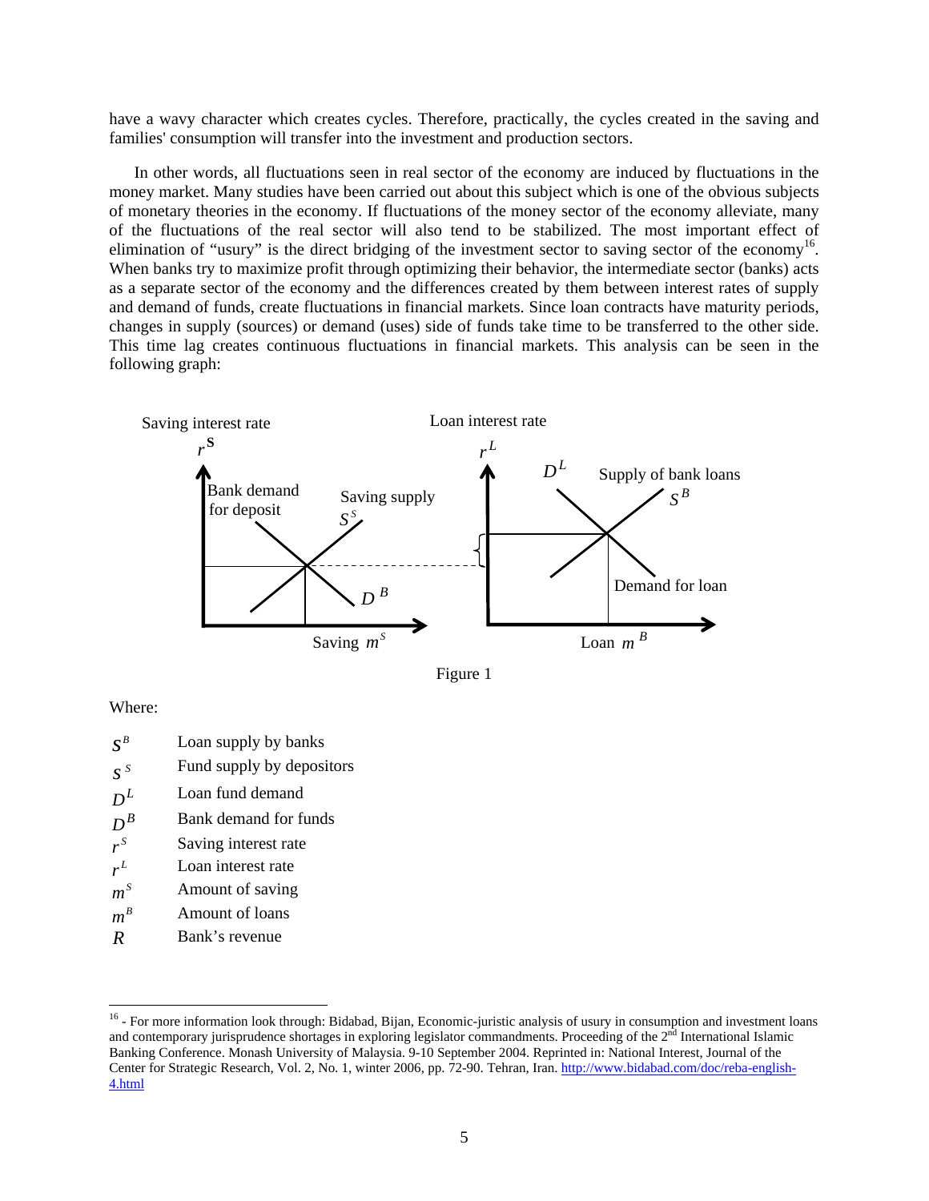have a wavy character which creates cycles. Therefore, practically, the cycles created in the saving and families' consumption will transfer into the investment and production sectors.

In other words, all fluctuations seen in real sector of the economy are induced by fluctuations in the money market. Many studies have been carried out about this subject which is one of the obvious subjects of monetary theories in the economy. If fluctuations of the money sector of the economy alleviate, many of the fluctuations of the real sector will also tend to be stabilized. The most important effect of elimination of "usury" is the direct bridging of the investment sector to saving sector of the economy[16]. When banks try to maximize profit through optimizing their behavior, the intermediate sector (banks) acts as a separate sector of the economy and the differences created by them between interest rates of supply and demand of funds, create fluctuations in financial markets. Since loan contracts have maturity periods, changes in supply (sources) or demand (uses) side of funds take time to be transferred to the other side. This time lag creates continuous fluctuations in financial markets. This analysis can be seen in the following graph:

Figure 1

Where:

| | |
|---|---|
| $S^B$ | Loan supply by banks |
| $S^S$ | Fund supply by depositors |
| $D^L$ | Loan fund demand |
| $D^B$ | Bank demand for funds |
| $r^S$ | Saving interest rate |
| $r^L$ | Loan interest rate |
| $m^S$ | Amount of saving |
| $m^B$ | Amount of loans |
| $R$ | Bank's revenue |

[16] - For more information look through: Bidabad, Bijan, Economic-juristic analysis of usury in consumption and investment loans and contemporary jurisprudence shortages in exploring legislator commandments. Proceeding of the 2nd International Islamic Banking Conference. Monash University of Malaysia. 9-10 September 2004. Reprinted in: National Interest, Journal of the Center for Strategic Research, Vol. 2, No. 1, winter 2006, pp. 72-90. Tehran, Iran. http://www.bidabad.com/doc/reba-english-4.html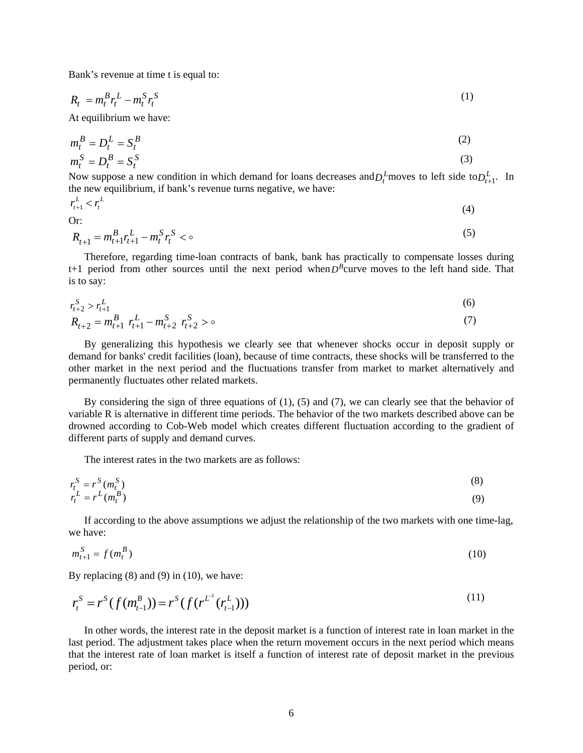Bank's revenue at time t is equal to:

$$R_t = m_t^B r_t^L - m_t^S r_t^S \tag{1}$$

At equilibrium we have:

$$m_t^B = D_t^L = S_t^B \tag{2}$$

$$m_t^S = D_t^B = S_t^S \tag{3}$$

Now suppose a new condition in which demand for loans decreases and $D_t^L$ moves to left side to $D_{t+1}^L$. In the new equilibrium, if bank's revenue turns negative, we have:

$$r_{t+1}^L < r_t^L \tag{4}$$

Or:

$$R_{t+1} = m_{t+1}^B r_{t+1}^L - m_t^S r_t^S < \circ \tag{5}$$

Therefore, regarding time-loan contracts of bank, bank has practically to compensate losses during t+1 period from other sources until the next period when $D^B$ curve moves to the left hand side. That is to say:

$$r_{t+2}^S > r_{t+1}^L \tag{6}$$

$$R_{t+2} = m_{t+1}^B \; r_{t+1}^L - m_{t+2}^S \; r_{t+2}^S > \circ \tag{7}$$

By generalizing this hypothesis we clearly see that whenever shocks occur in deposit supply or demand for banks' credit facilities (loan), because of time contracts, these shocks will be transferred to the other market in the next period and the fluctuations transfer from market to market alternatively and permanently fluctuates other related markets.

By considering the sign of three equations of (1), (5) and (7), we can clearly see that the behavior of variable R is alternative in different time periods. The behavior of the two markets described above can be drowned according to Cob-Web model which creates different fluctuation according to the gradient of different parts of supply and demand curves.

The interest rates in the two markets are as follows:

$$r_t^S = r^S(m_t^S) \tag{8}$$

$$r_t^L = r^L(m_t^B) \tag{9}$$

If according to the above assumptions we adjust the relationship of the two markets with one time-lag, we have:

$$m_{t+1}^S = f(m_t^B) \tag{10}$$

By replacing (8) and (9) in (10), we have:

$$r_t^S = r^S(f(m_{t-1}^B)) = r^S(f(r^{L^{-1}}(r_{t-1}^L))) \tag{11}$$

In other words, the interest rate in the deposit market is a function of interest rate in loan market in the last period. The adjustment takes place when the return movement occurs in the next period which means that the interest rate of loan market is itself a function of interest rate of deposit market in the previous period, or: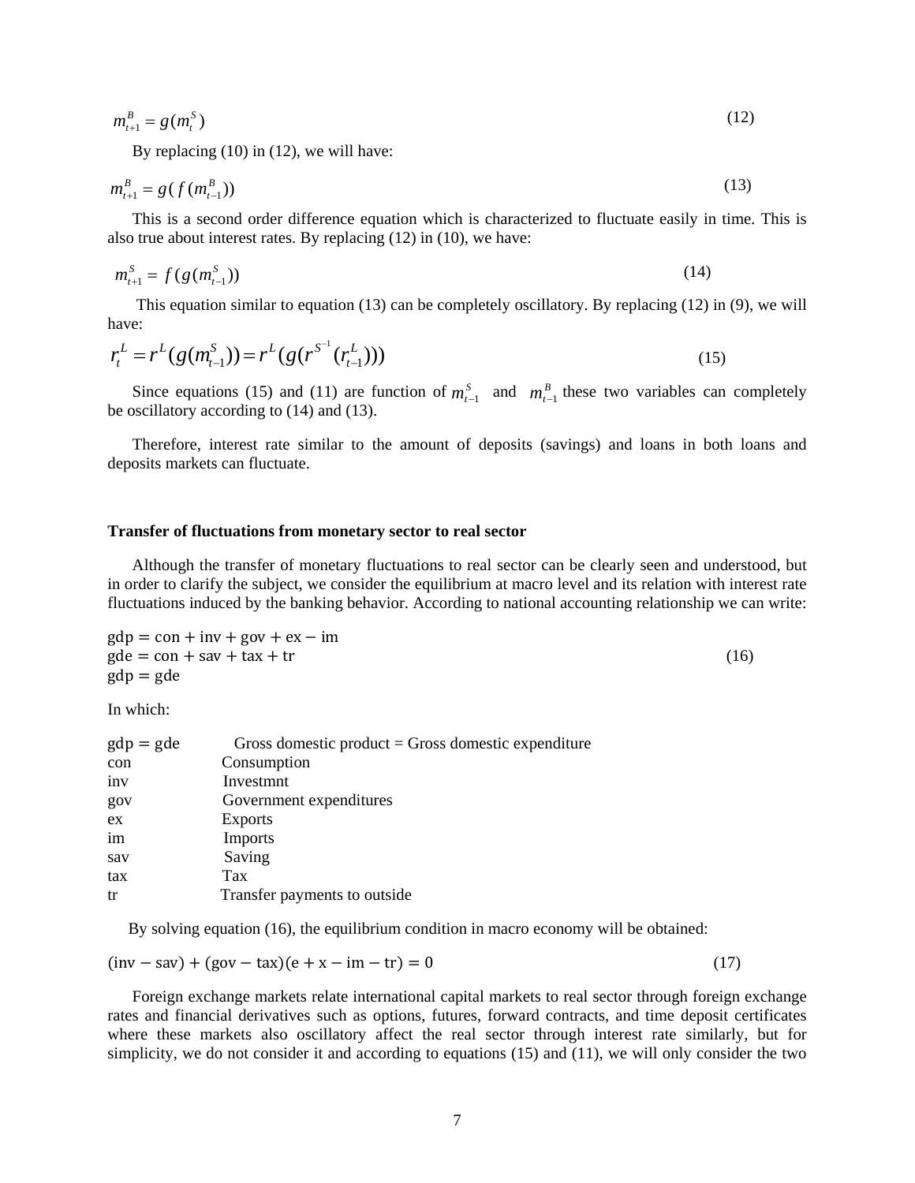$$m_{t+1}^{B} = g(m_{t}^{S}) \tag{12}$$

By replacing (10) in (12), we will have:

$$m_{t+1}^{B} = g(f(m_{t-1}^{B})) \tag{13}$$

This is a second order difference equation which is characterized to fluctuate easily in time. This is also true about interest rates. By replacing (12) in (10), we have:

$$m_{t+1}^{S} = f(g(m_{t-1}^{S})) \tag{14}$$

This equation similar to equation (13) can be completely oscillatory. By replacing (12) in (9), we will have:

$$r_{t}^{L} = r^{L}(g(m_{t-1}^{S})) = r^{L}(g(r^{S^{-1}}(r_{t-1}^{L}))) \tag{15}$$

Since equations (15) and (11) are function of $m_{t-1}^{S}$ and $m_{t-1}^{B}$ these two variables can completely be oscillatory according to (14) and (13).

Therefore, interest rate similar to the amount of deposits (savings) and loans in both loans and deposits markets can fluctuate.

### Transfer of fluctuations from monetary sector to real sector

Although the transfer of monetary fluctuations to real sector can be clearly seen and understood, but in order to clarify the subject, we consider the equilibrium at macro level and its relation with interest rate fluctuations induced by the banking behavior. According to national accounting relationship we can write:

$$\begin{aligned} \mathrm{gdp} &= \mathrm{con} + \mathrm{inv} + \mathrm{gov} + \mathrm{ex} - \mathrm{im} \\ \mathrm{gde} &= \mathrm{con} + \mathrm{sav} + \mathrm{tax} + \mathrm{tr} \\ \mathrm{gdp} &= \mathrm{gde} \end{aligned} \tag{16}$$

In which:

| | |
|---|---|
| gdp = gde | Gross domestic product = Gross domestic expenditure |
| con | Consumption |
| inv | Investmnt |
| gov | Government expenditures |
| ex | Exports |
| im | Imports |
| sav | Saving |
| tax | Tax |
| tr | Transfer payments to outside |

By solving equation (16), the equilibrium condition in macro economy will be obtained:

$$(\mathrm{inv} - \mathrm{sav}) + (\mathrm{gov} - \mathrm{tax})(\mathrm{e} + \mathrm{x} - \mathrm{im} - \mathrm{tr}) = 0 \tag{17}$$

Foreign exchange markets relate international capital markets to real sector through foreign exchange rates and financial derivatives such as options, futures, forward contracts, and time deposit certificates where these markets also oscillatory affect the real sector through interest rate similarly, but for simplicity, we do not consider it and according to equations (15) and (11), we will only consider the two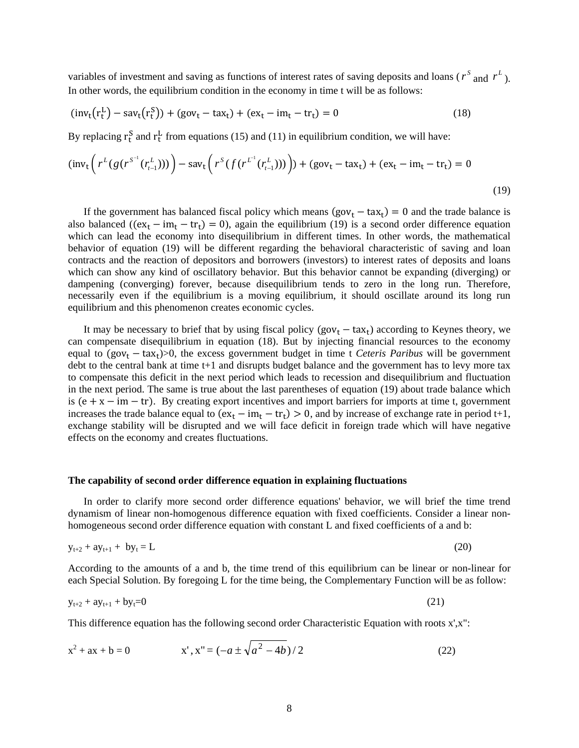variables of investment and saving as functions of interest rates of saving deposits and loans ( $r^S$ and $r^L$ ). In other words, the equilibrium condition in the economy in time t will be as follows:

$$(\mathrm{inv_t}(\mathrm{r_t^L}) - \mathrm{sav_t}(\mathrm{r_t^S})) + (\mathrm{gov_t} - \mathrm{tax_t}) + (\mathrm{ex_t} - \mathrm{im_t} - \mathrm{tr_t}) = 0 \tag{18}$$

By replacing $\mathrm{r_t^S}$ and $\mathrm{r_t^L}$ from equations (15) and (11) in equilibrium condition, we will have:

$$(\mathrm{inv_t}\left( r^L(g(r^{S^{-1}}(r_{t-1}^L))) \right) - \mathrm{sav_t}\left( r^S(f(r^{L^{-1}}(r_{t-1}^L))) \right)) + (\mathrm{gov_t} - \mathrm{tax_t}) + (\mathrm{ex_t} - \mathrm{im_t} - \mathrm{tr_t}) = 0 \tag{19}$$

If the government has balanced fiscal policy which means $(\mathrm{gov_t} - \mathrm{tax_t}) = 0$ and the trade balance is also balanced $((\mathrm{ex_t} - \mathrm{im_t} - \mathrm{tr_t}) = 0)$, again the equilibrium (19) is a second order difference equation which can lead the economy into disequilibrium in different times. In other words, the mathematical behavior of equation (19) will be different regarding the behavioral characteristic of saving and loan contracts and the reaction of depositors and borrowers (investors) to interest rates of deposits and loans which can show any kind of oscillatory behavior. But this behavior cannot be expanding (diverging) or dampening (converging) forever, because disequilibrium tends to zero in the long run. Therefore, necessarily even if the equilibrium is a moving equilibrium, it should oscillate around its long run equilibrium and this phenomenon creates economic cycles.

It may be necessary to brief that by using fiscal policy $(\mathrm{gov_t} - \mathrm{tax_t})$ according to Keynes theory, we can compensate disequilibrium in equation (18). But by injecting financial resources to the economy equal to $(\mathrm{gov_t} - \mathrm{tax_t})>0$, the excess government budget in time t *Ceteris Paribus* will be government debt to the central bank at time t+1 and disrupts budget balance and the government has to levy more tax to compensate this deficit in the next period which leads to recession and disequilibrium and fluctuation in the next period. The same is true about the last parentheses of equation (19) about trade balance which is $(\mathrm{e + x - im - tr})$. By creating export incentives and import barriers for imports at time t, government increases the trade balance equal to $(\mathrm{ex_t} - \mathrm{im_t} - \mathrm{tr_t}) > 0$, and by increase of exchange rate in period t+1, exchange stability will be disrupted and we will face deficit in foreign trade which will have negative effects on the economy and creates fluctuations.

**The capability of second order difference equation in explaining fluctuations**

In order to clarify more second order difference equations' behavior, we will brief the time trend dynamism of linear non-homogenous difference equation with fixed coefficients. Consider a linear non-homogeneous second order difference equation with constant L and fixed coefficients of a and b:

$$y_{t+2} + ay_{t+1} + by_t = L \tag{20}$$

According to the amounts of a and b, the time trend of this equilibrium can be linear or non-linear for each Special Solution. By foregoing L for the time being, the Complementary Function will be as follow:

$$y_{t+2} + ay_{t+1} + by_t = 0 \tag{21}$$

This difference equation has the following second order Characteristic Equation with roots x',x":

$$x^2 + ax + b = 0 \qquad x', x'' = (-a \pm \sqrt{a^2 - 4b})/2 \tag{22}$$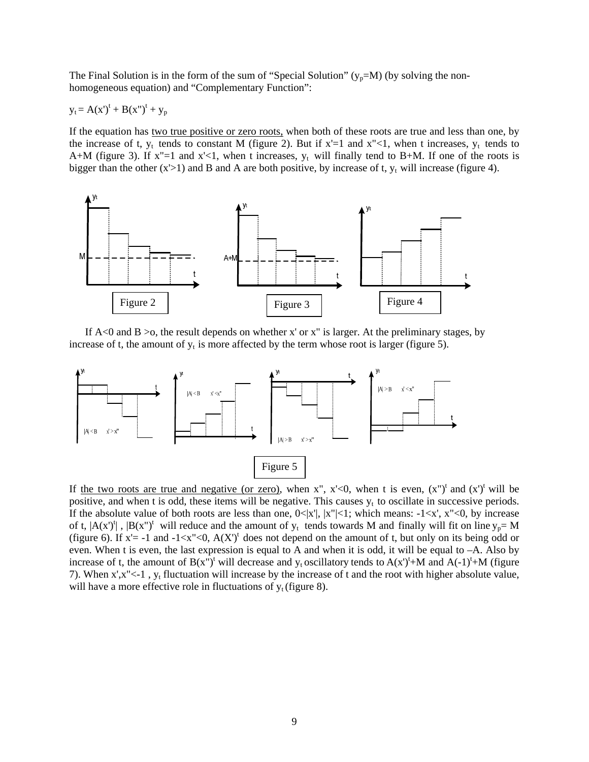The Final Solution is in the form of the sum of "Special Solution" ($y_p$=M) (by solving the non-homogeneous equation) and "Complementary Function":

$y_t = A(x')^t + B(x'')^t + y_p$

If the equation has <u>two true positive or zero roots,</u> when both of these roots are true and less than one, by the increase of t, $y_t$ tends to constant M (figure 2). But if x'=1 and x"<1, when t increases, $y_t$ tends to A+M (figure 3). If x"=1 and x'<1, when t increases, $y_t$ will finally tend to B+M. If one of the roots is bigger than the other (x'>1) and B and A are both positive, by increase of t, $y_t$ will increase (figure 4).

Figure 2

Figure 3

Figure 4

If A<0 and B >o, the result depends on whether x' or x" is larger. At the preliminary stages, by increase of t, the amount of $y_t$ is more affected by the term whose root is larger (figure 5).

Figure 5

If <u>the two roots are true and negative (or zero)</u>, when x", x'<0, when t is even, $(x'')^t$ and $(x')^t$ will be positive, and when t is odd, these items will be negative. This causes $y_t$ to oscillate in successive periods. If the absolute value of both roots are less than one, 0<|x'|, |x"|<1; which means: -1<x', x"<0, by increase of t, $|A(x')^t|$ , $|B(x'')^t$ will reduce and the amount of $y_t$ tends towards M and finally will fit on line $y_p$= M (figure 6). If x'= -1 and -1<x"<0, $A(X')^t$ does not depend on the amount of t, but only on its being odd or even. When t is even, the last expression is equal to A and when it is odd, it will be equal to –A. Also by increase of t, the amount of $B(x'')^t$ will decrease and $y_t$ oscillatory tends to $A(x')^t$+M and $A(-1)^t$+M (figure 7). When x',x"<-1 , $y_t$ fluctuation will increase by the increase of t and the root with higher absolute value, will have a more effective role in fluctuations of $y_t$ (figure 8).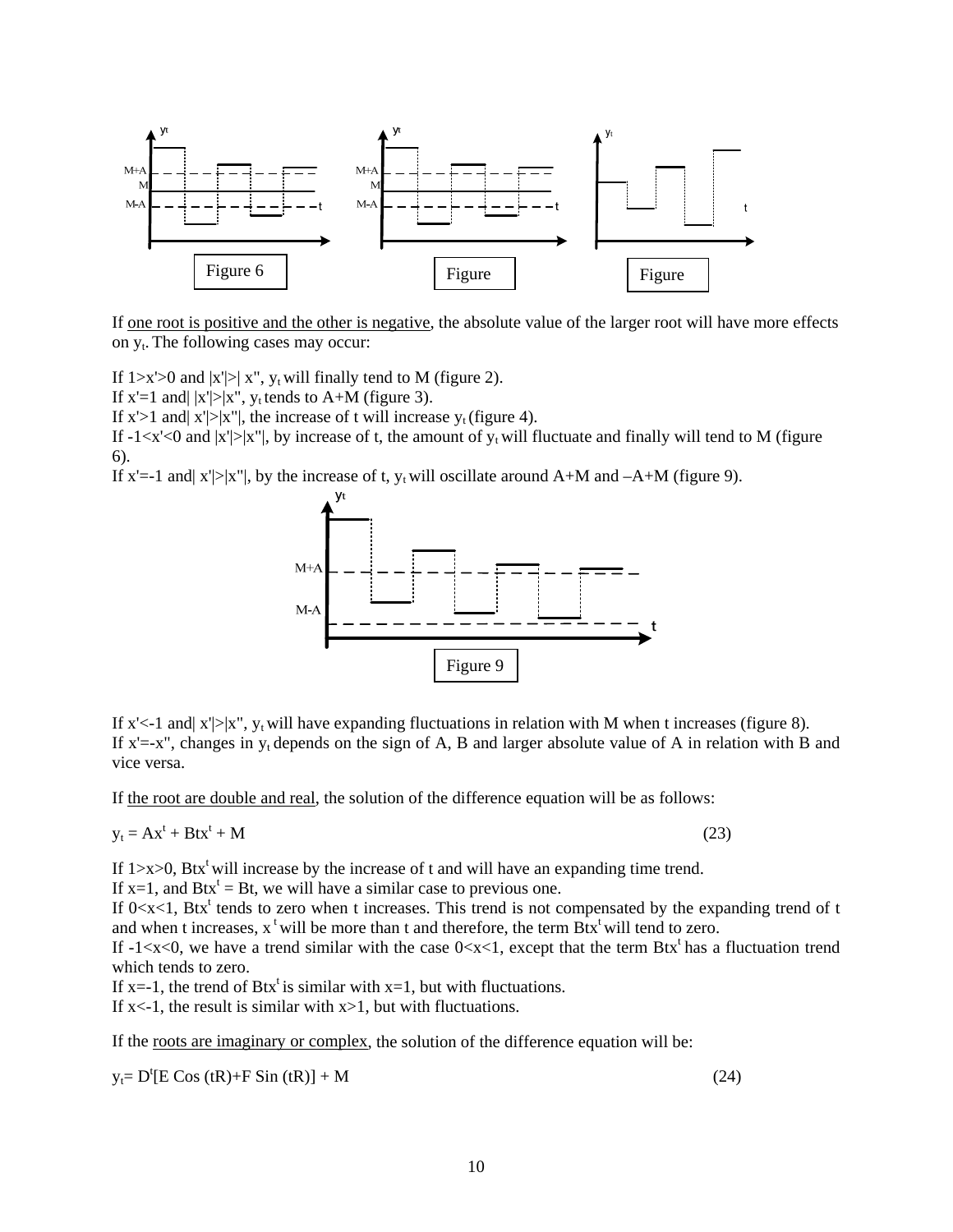Figure 6

Figure

Figure

If <u>one root is positive and the other is negative</u>, the absolute value of the larger root will have more effects on $y_t$. The following cases may occur:

If $1>x'>0$ and $|x'|>|x''|$, $y_t$ will finally tend to M (figure 2).  
If $x'=1$ and $|x'|>|x''|$, $y_t$ tends to A+M (figure 3).  
If $x'>1$ and $|x'|>|x''|$, the increase of t will increase $y_t$ (figure 4).  
If $-1<x'<0$ and $|x'|>|x''|$, by increase of t, the amount of $y_t$ will fluctuate and finally will tend to M (figure 6).  
If $x'=-1$ and $|x'|>|x''|$, by the increase of t, $y_t$ will oscillate around A+M and –A+M (figure 9).

Figure 9

If $x'<-1$ and $|x'|>|x''|$, $y_t$ will have expanding fluctuations in relation with M when t increases (figure 8).  
If $x'=-x''$, changes in $y_t$ depends on the sign of A, B and larger absolute value of A in relation with B and vice versa.

If <u>the root are double and real</u>, the solution of the difference equation will be as follows:

$$y_t = Ax^t + Btx^t + M \tag{23}$$

If $1>x>0$, $Btx^t$ will increase by the increase of t and will have an expanding time trend.  
If $x=1$, and $Btx^t = Bt$, we will have a similar case to previous one.  
If $0<x<1$, $Btx^t$ tends to zero when t increases. This trend is not compensated by the expanding trend of t and when t increases, $x^t$ will be more than t and therefore, the term $Btx^t$ will tend to zero.  
If $-1<x<0$, we have a trend similar with the case $0<x<1$, except that the term $Btx^t$ has a fluctuation trend which tends to zero.  
If $x=-1$, the trend of $Btx^t$ is similar with $x=1$, but with fluctuations.  
If $x<-1$, the result is similar with $x>1$, but with fluctuations.

If the <u>roots are imaginary or complex</u>, the solution of the difference equation will be:

$$y_t = D^t[E \operatorname{Cos}(tR)+F \operatorname{Sin}(tR)] + M \tag{24}$$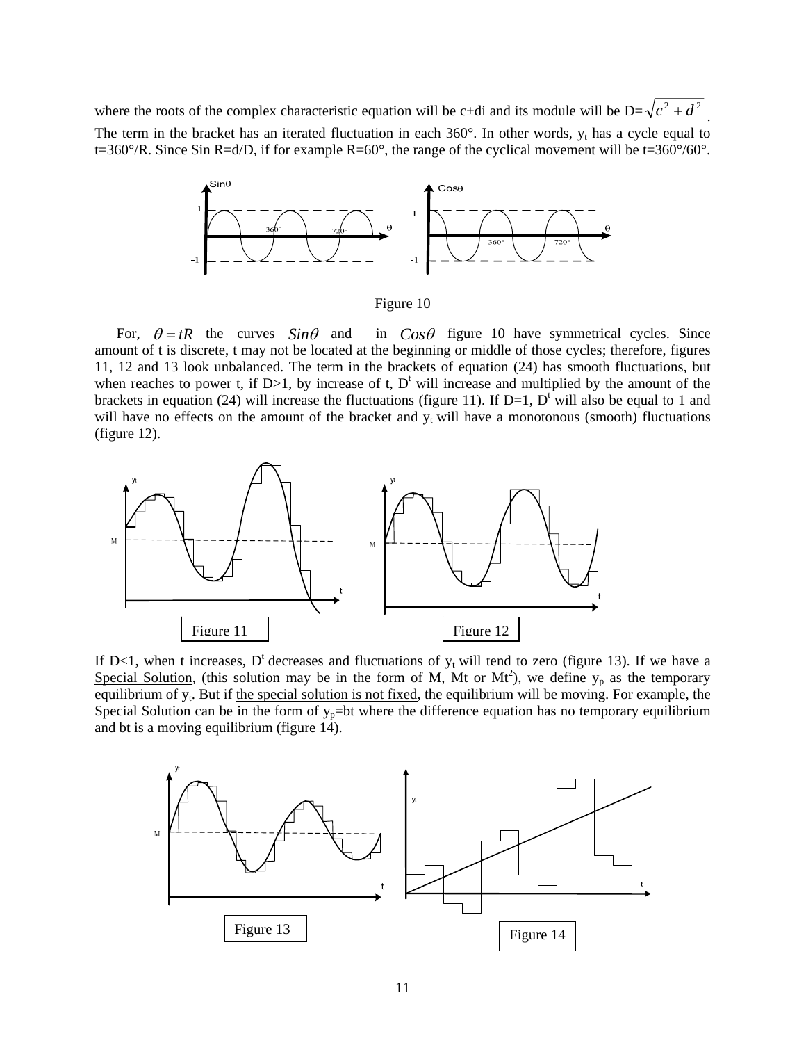where the roots of the complex characteristic equation will be c±di and its module will be $D=\sqrt{c^2+d^2}$.
The term in the bracket has an iterated fluctuation in each 360°. In other words, $y_t$ has a cycle equal to t=360°/R. Since Sin R=d/D, if for example R=60°, the range of the cyclical movement will be t=360°/60°.

Figure 10

For, $\theta = tR$ the curves $Sin\theta$ and in $Cos\theta$ figure 10 have symmetrical cycles. Since amount of t is discrete, t may not be located at the beginning or middle of those cycles; therefore, figures 11, 12 and 13 look unbalanced. The term in the brackets of equation (24) has smooth fluctuations, but when reaches to power t, if D>1, by increase of t, $D^t$ will increase and multiplied by the amount of the brackets in equation (24) will increase the fluctuations (figure 11). If D=1, $D^t$ will also be equal to 1 and will have no effects on the amount of the bracket and $y_t$ will have a monotonous (smooth) fluctuations (figure 12).

Figure 11

Figure 12

If D<1, when t increases, $D^t$ decreases and fluctuations of $y_t$ will tend to zero (figure 13). If we have a Special Solution, (this solution may be in the form of M, Mt or $Mt^2$), we define $y_p$ as the temporary equilibrium of $y_t$. But if the special solution is not fixed, the equilibrium will be moving. For example, the Special Solution can be in the form of $y_p$=bt where the difference equation has no temporary equilibrium and bt is a moving equilibrium (figure 14).

Figure 13

Figure 14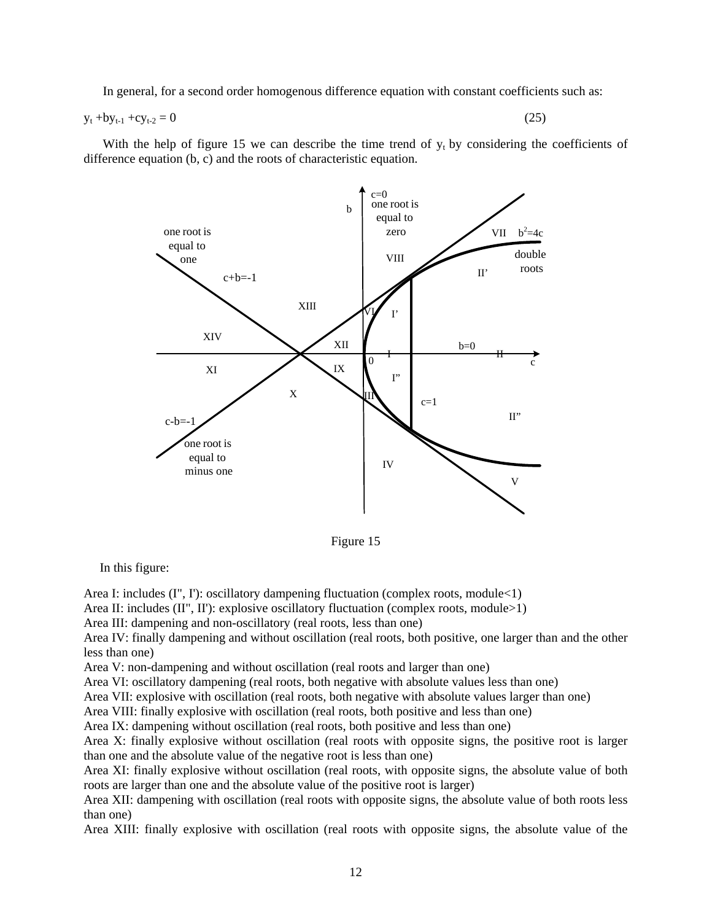In general, for a second order homogenous difference equation with constant coefficients such as:

$$y_t + by_{t-1} + cy_{t-2} = 0 \qquad (25)$$

With the help of figure 15 we can describe the time trend of $y_t$ by considering the coefficients of difference equation (b, c) and the roots of characteristic equation.

Figure 15

In this figure:

Area I: includes (I'', I'): oscillatory dampening fluctuation (complex roots, module<1)
Area II: includes (II'', II'): explosive oscillatory fluctuation (complex roots, module>1)
Area III: dampening and non-oscillatory (real roots, less than one)
Area IV: finally dampening and without oscillation (real roots, both positive, one larger than and the other less than one)
Area V: non-dampening and without oscillation (real roots and larger than one)
Area VI: oscillatory dampening (real roots, both negative with absolute values less than one)
Area VII: explosive with oscillation (real roots, both negative with absolute values larger than one)
Area VIII: finally explosive with oscillation (real roots, both positive and less than one)
Area IX: dampening without oscillation (real roots, both positive and less than one)
Area X: finally explosive without oscillation (real roots with opposite signs, the positive root is larger than one and the absolute value of the negative root is less than one)
Area XI: finally explosive without oscillation (real roots, with opposite signs, the absolute value of both roots are larger than one and the absolute value of the positive root is larger)
Area XII: dampening with oscillation (real roots with opposite signs, the absolute value of both roots less than one)
Area XIII: finally explosive with oscillation (real roots with opposite signs, the absolute value of the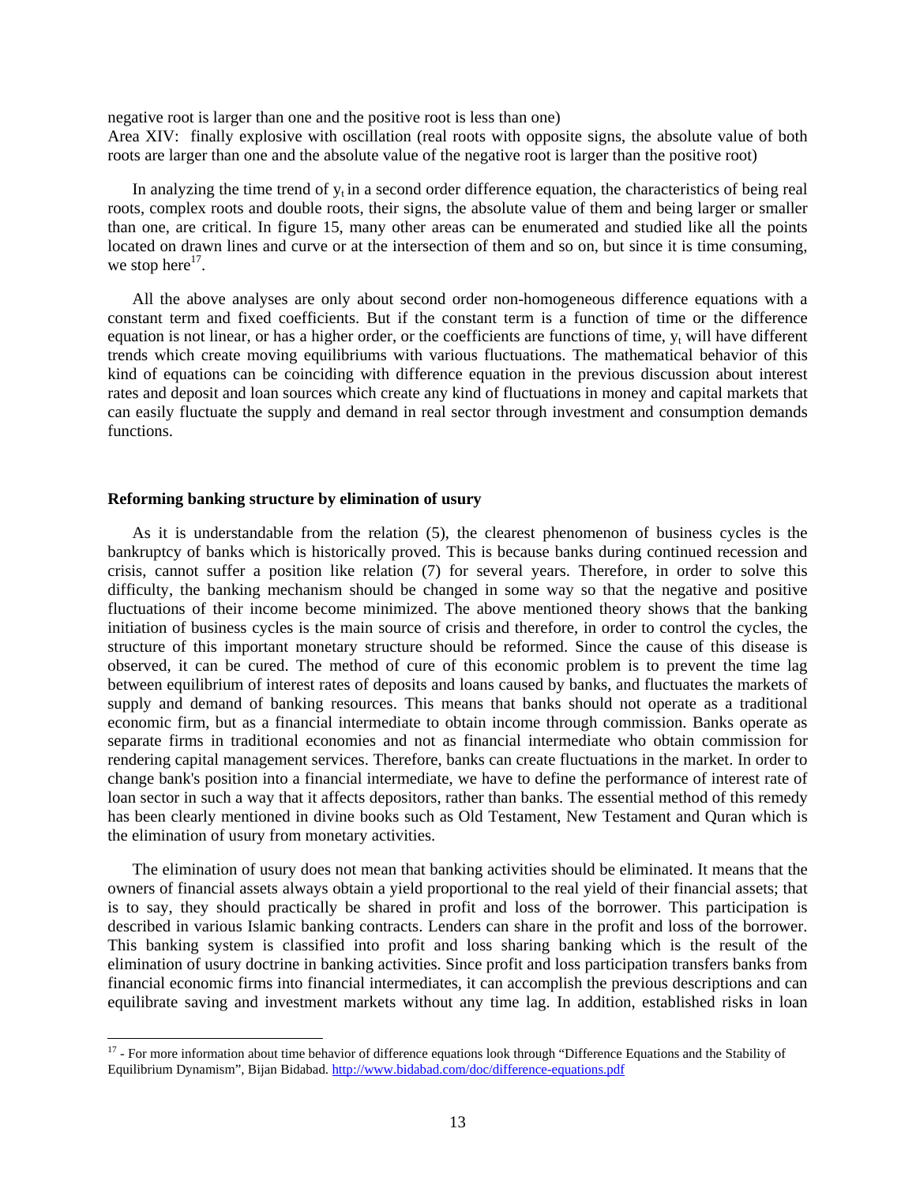negative root is larger than one and the positive root is less than one)

Area XIV: finally explosive with oscillation (real roots with opposite signs, the absolute value of both roots are larger than one and the absolute value of the negative root is larger than the positive root)

In analyzing the time trend of $y_t$ in a second order difference equation, the characteristics of being real roots, complex roots and double roots, their signs, the absolute value of them and being larger or smaller than one, are critical. In figure 15, many other areas can be enumerated and studied like all the points located on drawn lines and curve or at the intersection of them and so on, but since it is time consuming, we stop here[17].

All the above analyses are only about second order non-homogeneous difference equations with a constant term and fixed coefficients. But if the constant term is a function of time or the difference equation is not linear, or has a higher order, or the coefficients are functions of time, $y_t$ will have different trends which create moving equilibriums with various fluctuations. The mathematical behavior of this kind of equations can be coinciding with difference equation in the previous discussion about interest rates and deposit and loan sources which create any kind of fluctuations in money and capital markets that can easily fluctuate the supply and demand in real sector through investment and consumption demands functions.

**Reforming banking structure by elimination of usury**

As it is understandable from the relation (5), the clearest phenomenon of business cycles is the bankruptcy of banks which is historically proved. This is because banks during continued recession and crisis, cannot suffer a position like relation (7) for several years. Therefore, in order to solve this difficulty, the banking mechanism should be changed in some way so that the negative and positive fluctuations of their income become minimized. The above mentioned theory shows that the banking initiation of business cycles is the main source of crisis and therefore, in order to control the cycles, the structure of this important monetary structure should be reformed. Since the cause of this disease is observed, it can be cured. The method of cure of this economic problem is to prevent the time lag between equilibrium of interest rates of deposits and loans caused by banks, and fluctuates the markets of supply and demand of banking resources. This means that banks should not operate as a traditional economic firm, but as a financial intermediate to obtain income through commission. Banks operate as separate firms in traditional economies and not as financial intermediate who obtain commission for rendering capital management services. Therefore, banks can create fluctuations in the market. In order to change bank's position into a financial intermediate, we have to define the performance of interest rate of loan sector in such a way that it affects depositors, rather than banks. The essential method of this remedy has been clearly mentioned in divine books such as Old Testament, New Testament and Quran which is the elimination of usury from monetary activities.

The elimination of usury does not mean that banking activities should be eliminated. It means that the owners of financial assets always obtain a yield proportional to the real yield of their financial assets; that is to say, they should practically be shared in profit and loss of the borrower. This participation is described in various Islamic banking contracts. Lenders can share in the profit and loss of the borrower. This banking system is classified into profit and loss sharing banking which is the result of the elimination of usury doctrine in banking activities. Since profit and loss participation transfers banks from financial economic firms into financial intermediates, it can accomplish the previous descriptions and can equilibrate saving and investment markets without any time lag. In addition, established risks in loan

---

[17] - For more information about time behavior of difference equations look through "Difference Equations and the Stability of Equilibrium Dynamism", Bijan Bidabad. http://www.bidabad.com/doc/difference-equations.pdf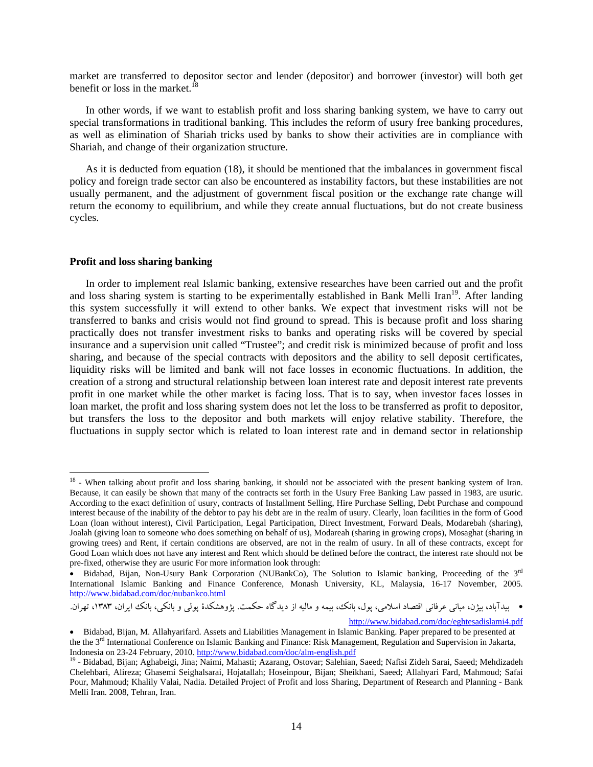market are transferred to depositor sector and lender (depositor) and borrower (investor) will both get benefit or loss in the market.[18]

In other words, if we want to establish profit and loss sharing banking system, we have to carry out special transformations in traditional banking. This includes the reform of usury free banking procedures, as well as elimination of Shariah tricks used by banks to show their activities are in compliance with Shariah, and change of their organization structure.

As it is deducted from equation (18), it should be mentioned that the imbalances in government fiscal policy and foreign trade sector can also be encountered as instability factors, but these instabilities are not usually permanent, and the adjustment of government fiscal position or the exchange rate change will return the economy to equilibrium, and while they create annual fluctuations, but do not create business cycles.

## Profit and loss sharing banking

In order to implement real Islamic banking, extensive researches have been carried out and the profit and loss sharing system is starting to be experimentally established in Bank Melli Iran[19]. After landing this system successfully it will extend to other banks. We expect that investment risks will not be transferred to banks and crisis would not find ground to spread. This is because profit and loss sharing practically does not transfer investment risks to banks and operating risks will be covered by special insurance and a supervision unit called "Trustee"; and credit risk is minimized because of profit and loss sharing, and because of the special contracts with depositors and the ability to sell deposit certificates, liquidity risks will be limited and bank will not face losses in economic fluctuations. In addition, the creation of a strong and structural relationship between loan interest rate and deposit interest rate prevents profit in one market while the other market is facing loss. That is to say, when investor faces losses in loan market, the profit and loss sharing system does not let the loss to be transferred as profit to depositor, but transfers the loss to the depositor and both markets will enjoy relative stability. Therefore, the fluctuations in supply sector which is related to loan interest rate and in demand sector in relationship

---

[18] - When talking about profit and loss sharing banking, it should not be associated with the present banking system of Iran. Because, it can easily be shown that many of the contracts set forth in the Usury Free Banking Law passed in 1983, are usuric. According to the exact definition of usury, contracts of Installment Selling, Hire Purchase Selling, Debt Purchase and compound interest because of the inability of the debtor to pay his debt are in the realm of usury. Clearly, loan facilities in the form of Good Loan (loan without interest), Civil Participation, Legal Participation, Direct Investment, Forward Deals, Modarebah (sharing), Joalah (giving loan to someone who does something on behalf of us), Modareah (sharing in growing crops), Mosaghat (sharing in growing trees) and Rent, if certain conditions are observed, are not in the realm of usury. In all of these contracts, except for Good Loan which does not have any interest and Rent which should be defined before the contract, the interest rate should not be pre-fixed, otherwise they are usuric For more information look through:

- Bidabad, Bijan, Non-Usury Bank Corporation (NUBankCo), The Solution to Islamic banking, Proceeding of the 3rd International Islamic Banking and Finance Conference, Monash University, KL, Malaysia, 16-17 November, 2005. http://www.bidabad.com/doc/nubankco.html
- بیدآباد، بیژن، مبانی عرفانی اقتصاد اسلامی، پول، بانک، بیمه و مالیه از دیدگاه حکمت. پژوهشکدهٔ پولی و بانکی، بانک ایران، ۱۳۸۳، تهران. http://www.bidabad.com/doc/eghtesadislami4.pdf
- Bidabad, Bijan, M. Allahyarifard. Assets and Liabilities Management in Islamic Banking. Paper prepared to be presented at the the 3rd International Conference on Islamic Banking and Finance: Risk Management, Regulation and Supervision in Jakarta, Indonesia on 23-24 February, 2010. http://www.bidabad.com/doc/alm-english.pdf

[19] - Bidabad, Bijan; Aghabeigi, Jina; Naimi, Mahasti; Azarang, Ostovar; Salehian, Saeed; Nafisi Zideh Sarai, Saeed; Mehdizadeh Chelehbari, Alireza; Ghasemi Seighalsarai, Hojatallah; Hoseinpour, Bijan; Sheikhani, Saeed; Allahyari Fard, Mahmoud; Safai Pour, Mahmoud; Khalily Valai, Nadia. Detailed Project of Profit and loss Sharing, Department of Research and Planning - Bank Melli Iran. 2008, Tehran, Iran.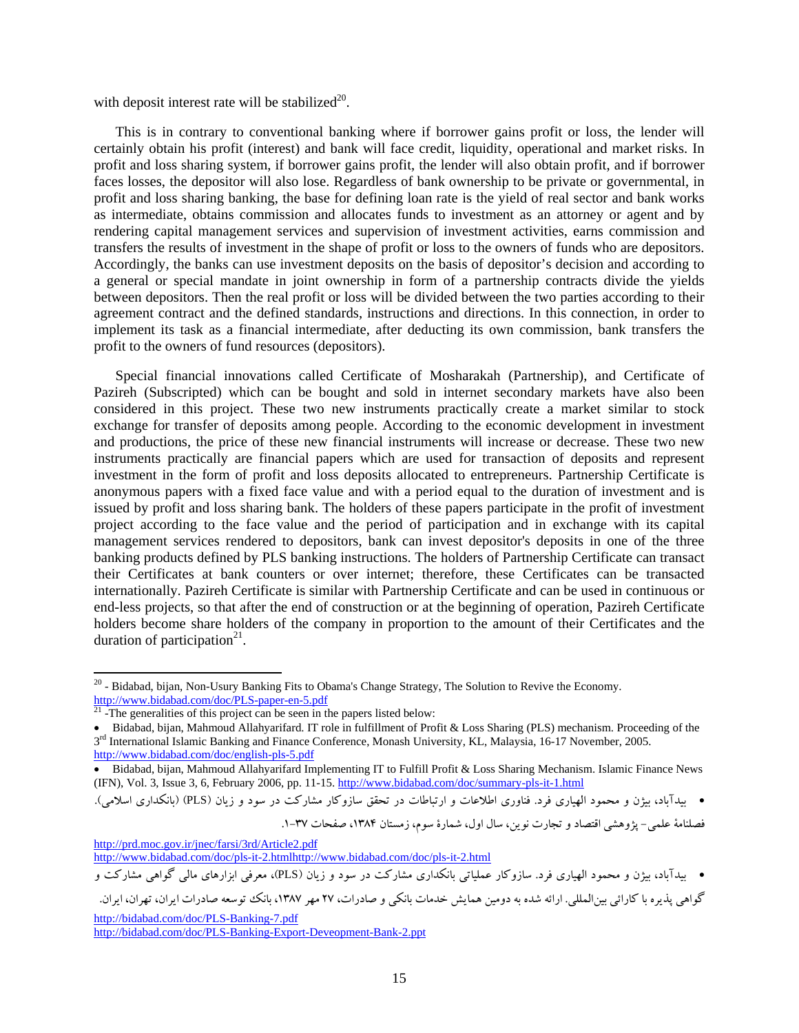with deposit interest rate will be stabilized[20].

This is in contrary to conventional banking where if borrower gains profit or loss, the lender will certainly obtain his profit (interest) and bank will face credit, liquidity, operational and market risks. In profit and loss sharing system, if borrower gains profit, the lender will also obtain profit, and if borrower faces losses, the depositor will also lose. Regardless of bank ownership to be private or governmental, in profit and loss sharing banking, the base for defining loan rate is the yield of real sector and bank works as intermediate, obtains commission and allocates funds to investment as an attorney or agent and by rendering capital management services and supervision of investment activities, earns commission and transfers the results of investment in the shape of profit or loss to the owners of funds who are depositors. Accordingly, the banks can use investment deposits on the basis of depositor's decision and according to a general or special mandate in joint ownership in form of a partnership contracts divide the yields between depositors. Then the real profit or loss will be divided between the two parties according to their agreement contract and the defined standards, instructions and directions. In this connection, in order to implement its task as a financial intermediate, after deducting its own commission, bank transfers the profit to the owners of fund resources (depositors).

Special financial innovations called Certificate of Mosharakah (Partnership), and Certificate of Pazireh (Subscripted) which can be bought and sold in internet secondary markets have also been considered in this project. These two new instruments practically create a market similar to stock exchange for transfer of deposits among people. According to the economic development in investment and productions, the price of these new financial instruments will increase or decrease. These two new instruments practically are financial papers which are used for transaction of deposits and represent investment in the form of profit and loss deposits allocated to entrepreneurs. Partnership Certificate is anonymous papers with a fixed face value and with a period equal to the duration of investment and is issued by profit and loss sharing bank. The holders of these papers participate in the profit of investment project according to the face value and the period of participation and in exchange with its capital management services rendered to depositors, bank can invest depositor's deposits in one of the three banking products defined by PLS banking instructions. The holders of Partnership Certificate can transact their Certificates at bank counters or over internet; therefore, these Certificates can be transacted internationally. Pazireh Certificate is similar with Partnership Certificate and can be used in continuous or end-less projects, so that after the end of construction or at the beginning of operation, Pazireh Certificate holders become share holders of the company in proportion to the amount of their Certificates and the duration of participation[21].

---

[20] - Bidabad, bijan, Non-Usury Banking Fits to Obama's Change Strategy, The Solution to Revive the Economy. http://www.bidabad.com/doc/PLS-paper-en-5.pdf

[21] -The generalities of this project can be seen in the papers listed below:

- Bidabad, bijan, Mahmoud Allahyarifard. IT role in fulfillment of Profit & Loss Sharing (PLS) mechanism. Proceeding of the 3rd International Islamic Banking and Finance Conference, Monash University, KL, Malaysia, 16-17 November, 2005. http://www.bidabad.com/doc/english-pls-5.pdf
- Bidabad, bijan, Mahmoud Allahyarifard Implementing IT to Fulfill Profit & Loss Sharing Mechanism. Islamic Finance News (IFN), Vol. 3, Issue 3, 6, February 2006, pp. 11-15. http://www.bidabad.com/doc/summary-pls-it-1.html
- بیدآباد، بیژن و محمود الهیاری فرد. فناوری اطلاعات و ارتباطات در تحقق سازوکار مشارکت در سود و زیان (PLS) (بانکداری اسلامی). فصلنامهٔ علمی- پژوهشی اقتصاد و تجارت نوین، سال اول، شمارهٔ سوم، زمستان ۱۳۸۴، صفحات ۳۷-۱.

http://prd.moc.gov.ir/jnec/farsi/3rd/Article2.pdf
http://www.bidabad.com/doc/pls-it-2.htmlhttp://www.bidabad.com/doc/pls-it-2.html

- بیدآباد، بیژن و محمود الهیاری فرد. سازوکار عملیاتی بانکداری مشارکت در سود و زیان (PLS)، معرفی ابزارهای مالی گواهی مشارکت و گواهی پذیره با کارائی بین‌المللی. ارائه شده به دومین همایش خدمات بانکی و صادرات، ۲۷ مهر ۱۳۸۷، بانک توسعه صادرات ایران، تهران، ایران.

http://bidabad.com/doc/PLS-Banking-7.pdf
http://bidabad.com/doc/PLS-Banking-Export-Deveopment-Bank-2.ppt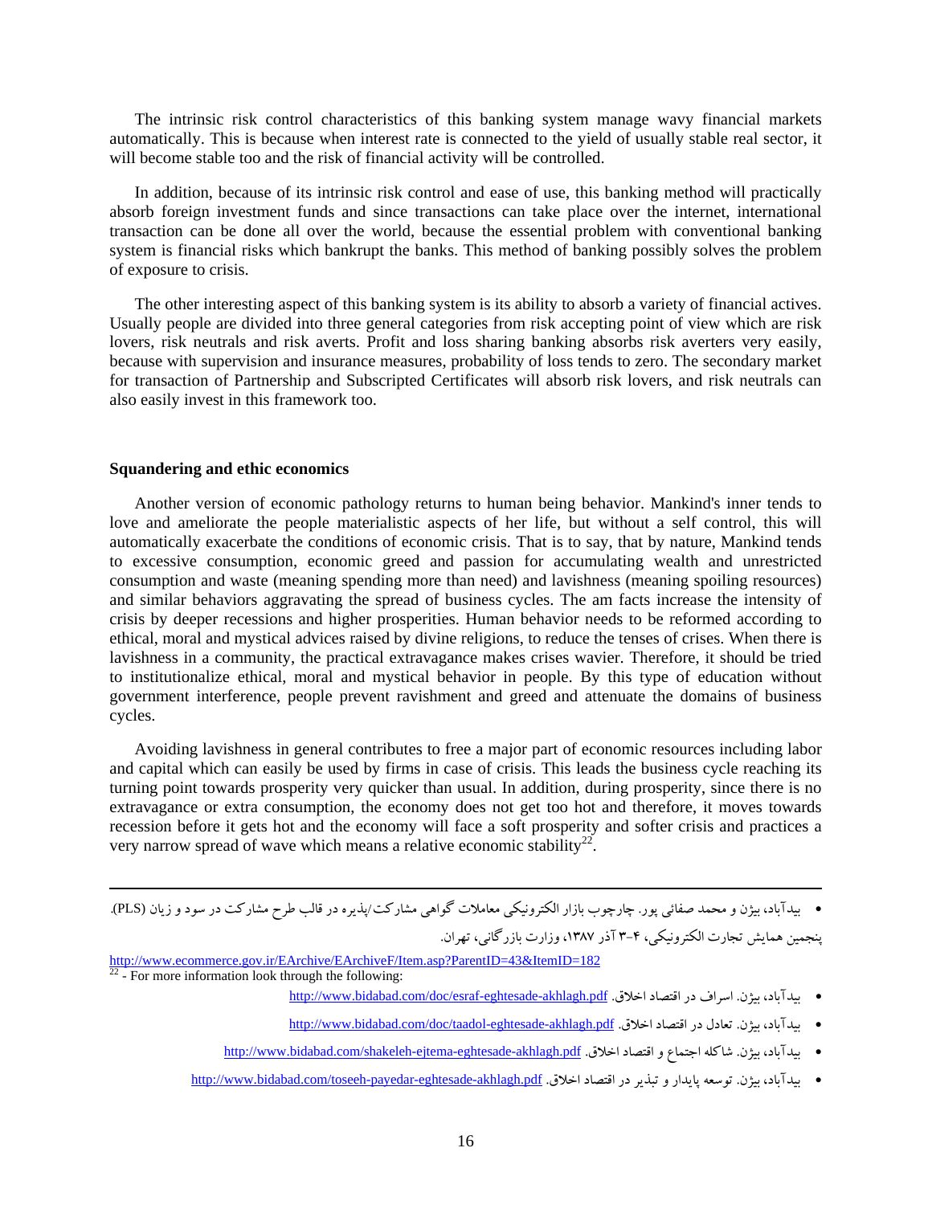The intrinsic risk control characteristics of this banking system manage wavy financial markets automatically. This is because when interest rate is connected to the yield of usually stable real sector, it will become stable too and the risk of financial activity will be controlled.

In addition, because of its intrinsic risk control and ease of use, this banking method will practically absorb foreign investment funds and since transactions can take place over the internet, international transaction can be done all over the world, because the essential problem with conventional banking system is financial risks which bankrupt the banks. This method of banking possibly solves the problem of exposure to crisis.

The other interesting aspect of this banking system is its ability to absorb a variety of financial actives. Usually people are divided into three general categories from risk accepting point of view which are risk lovers, risk neutrals and risk averts. Profit and loss sharing banking absorbs risk averters very easily, because with supervision and insurance measures, probability of loss tends to zero. The secondary market for transaction of Partnership and Subscripted Certificates will absorb risk lovers, and risk neutrals can also easily invest in this framework too.

**Squandering and ethic economics**

Another version of economic pathology returns to human being behavior. Mankind's inner tends to love and ameliorate the people materialistic aspects of her life, but without a self control, this will automatically exacerbate the conditions of economic crisis. That is to say, that by nature, Mankind tends to excessive consumption, economic greed and passion for accumulating wealth and unrestricted consumption and waste (meaning spending more than need) and lavishness (meaning spoiling resources) and similar behaviors aggravating the spread of business cycles. The am facts increase the intensity of crisis by deeper recessions and higher prosperities. Human behavior needs to be reformed according to ethical, moral and mystical advices raised by divine religions, to reduce the tenses of crises. When there is lavishness in a community, the practical extravagance makes crises wavier. Therefore, it should be tried to institutionalize ethical, moral and mystical behavior in people. By this type of education without government interference, people prevent ravishment and greed and attenuate the domains of business cycles.

Avoiding lavishness in general contributes to free a major part of economic resources including labor and capital which can easily be used by firms in case of crisis. This leads the business cycle reaching its turning point towards prosperity very quicker than usual. In addition, during prosperity, since there is no extravagance or extra consumption, the economy does not get too hot and therefore, it moves towards recession before it gets hot and the economy will face a soft prosperity and softer crisis and practices a very narrow spread of wave which means a relative economic stability[22].

---

- بیدآباد، بیژن و محمد صفائی پور. چارچوب بازار الکترونیکی معاملات گواهی مشارکت/پذیره در قالب طرح مشارکت در سود و زیان (PLS). پنجمین همایش تجارت الکترونیکی، ۴-۳ آذر ۱۳۸۷، وزارت بازرگانی، تهران.
http://www.ecommerce.gov.ir/EArchive/EArchiveF/Item.asp?ParentID=43&ItemID=182

[22] - For more information look through the following:

- بیدآباد، بیژن. اسراف در اقتصاد اخلاق. http://www.bidabad.com/doc/esraf-eghtesade-akhlagh.pdf
- بیدآباد، بیژن. تعادل در اقتصاد اخلاق. http://www.bidabad.com/doc/taadol-eghtesade-akhlagh.pdf
- بیدآباد، بیژن. شاکله اجتماع و اقتصاد اخلاق. http://www.bidabad.com/shakeleh-ejtema-eghtesade-akhlagh.pdf
- بیدآباد، بیژن. توسعه پایدار و تبذیر در اقتصاد اخلاق. http://www.bidabad.com/toseeh-payedar-eghtesade-akhlagh.pdf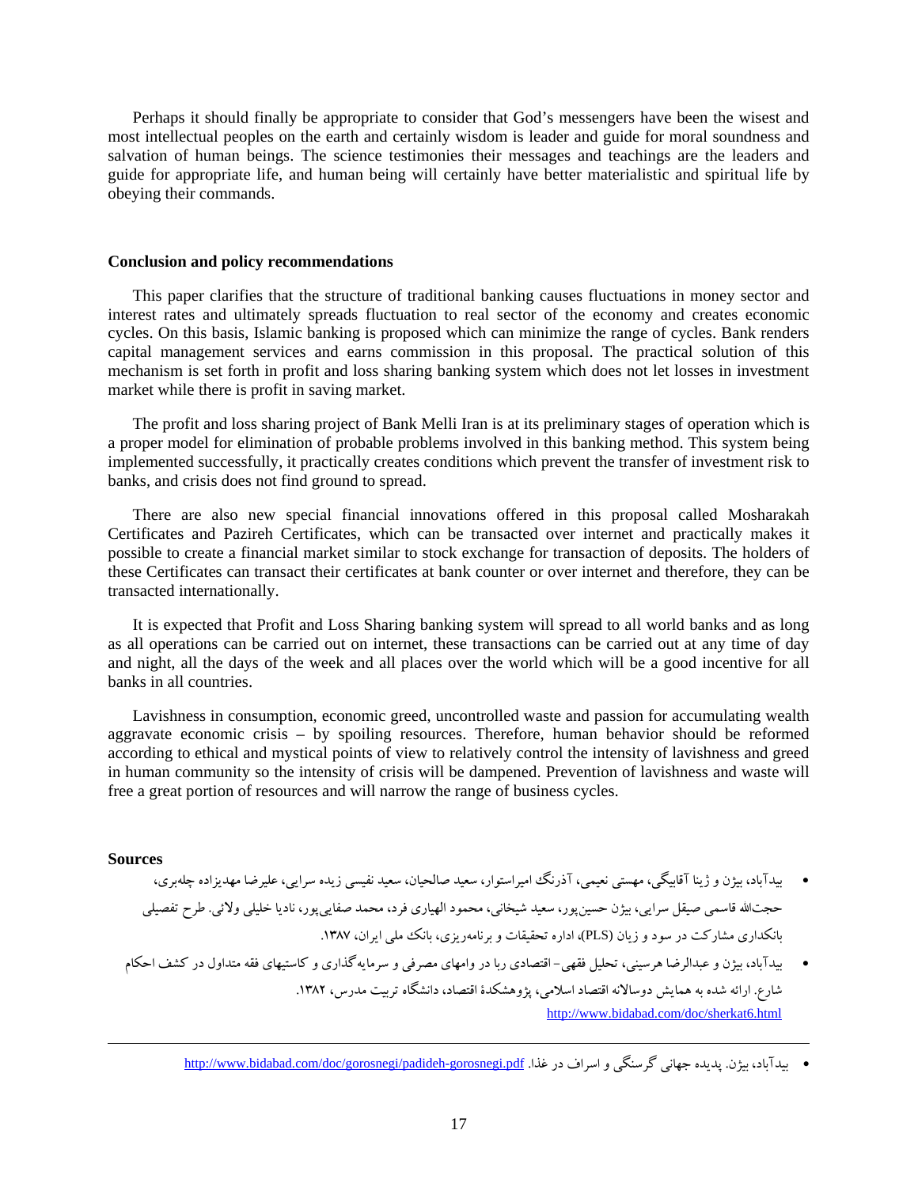Perhaps it should finally be appropriate to consider that God's messengers have been the wisest and most intellectual peoples on the earth and certainly wisdom is leader and guide for moral soundness and salvation of human beings. The science testimonies their messages and teachings are the leaders and guide for appropriate life, and human being will certainly have better materialistic and spiritual life by obeying their commands.

### Conclusion and policy recommendations

This paper clarifies that the structure of traditional banking causes fluctuations in money sector and interest rates and ultimately spreads fluctuation to real sector of the economy and creates economic cycles. On this basis, Islamic banking is proposed which can minimize the range of cycles. Bank renders capital management services and earns commission in this proposal. The practical solution of this mechanism is set forth in profit and loss sharing banking system which does not let losses in investment market while there is profit in saving market.

The profit and loss sharing project of Bank Melli Iran is at its preliminary stages of operation which is a proper model for elimination of probable problems involved in this banking method. This system being implemented successfully, it practically creates conditions which prevent the transfer of investment risk to banks, and crisis does not find ground to spread.

There are also new special financial innovations offered in this proposal called Mosharakah Certificates and Pazireh Certificates, which can be transacted over internet and practically makes it possible to create a financial market similar to stock exchange for transaction of deposits. The holders of these Certificates can transact their certificates at bank counter or over internet and therefore, they can be transacted internationally.

It is expected that Profit and Loss Sharing banking system will spread to all world banks and as long as all operations can be carried out on internet, these transactions can be carried out at any time of day and night, all the days of the week and all places over the world which will be a good incentive for all banks in all countries.

Lavishness in consumption, economic greed, uncontrolled waste and passion for accumulating wealth aggravate economic crisis – by spoiling resources. Therefore, human behavior should be reformed according to ethical and mystical points of view to relatively control the intensity of lavishness and greed in human community so the intensity of crisis will be dampened. Prevention of lavishness and waste will free a great portion of resources and will narrow the range of business cycles.

### Sources

- بیدآباد، بیژن و ژینا آقابیگی، مهستی نعیمی، آذرنگ امیراستوار، سعید صالحیان، سعید نفیسی زیده سرایی، علیرضا مهدیزاده چله‌بری، حجت‌الله قاسمی صیقل سرایی، بیژن حسین‌پور، سعید شیخانی، محمود الهیاری فرد، محمد صفایی‌پور، نادیا خلیلی ولائی. طرح تفصیلی بانکداری مشارکت در سود و زیان (PLS)، اداره تحقیقات و برنامه‌ریزی، بانک ملی ایران، ۱۳۸۷.
- بیدآباد، بیژن و عبدالرضا هرسینی، تحلیل فقهی- اقتصادی ربا در وامهای مصرفی و سرمایه‌گذاری و کاستیهای فقه متداول در کشف احکام شارع. ارائه شده به همایش دوسالانه اقتصاد اسلامی، پژوهشکدهٔ اقتصاد، دانشگاه تربیت مدرس، ۱۳۸۲. http://www.bidabad.com/doc/sherkat6.html

---

- بیدآباد، بیژن. پدیده جهانی گرسنگی و اسراف در غذا. http://www.bidabad.com/doc/gorosnegi/padideh-gorosnegi.pdf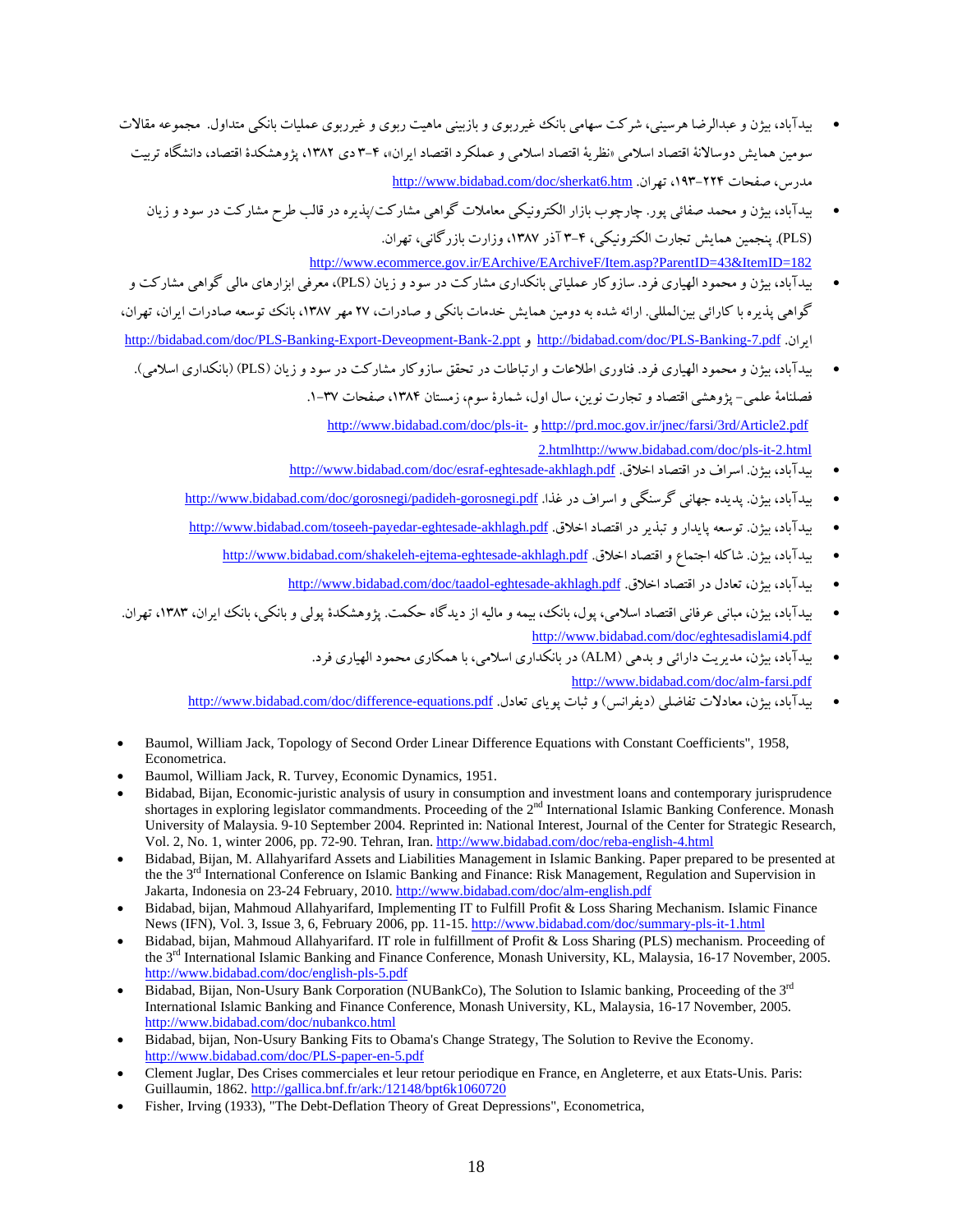- بیدآباد، بیژن و عبدالرضا هرسینی، شرکت سهامی بانک غیرربوی و بازبینی ماهیت ربوی و غیرربوی عملیات بانکی متداول. مجموعه مقالات سومین همایش دوسالانهٔ اقتصاد اسلامی «نظریهٔ اقتصاد اسلامی و عملکرد اقتصاد ایران»، ۴-۳ دی ۱۳۸۲، پژوهشکدهٔ اقتصاد، دانشگاه تربیت مدرس، صفحات ۲۲۴-۱۹۳، تهران. http://www.bidabad.com/doc/sherkat6.htm
- بیدآباد، بیژن و محمد صفائی پور. چارچوب بازار الکترونیکی معاملات گواهی مشارکت/پذیره در قالب طرح مشارکت در سود و زیان (PLS). پنجمین همایش تجارت الکترونیکی، ۴-۳ آذر ۱۳۸۷، وزارت بازرگانی، تهران. http://www.ecommerce.gov.ir/EArchive/EArchiveF/Item.asp?ParentID=43&ItemID=182
- بیدآباد، بیژن و محمود الهیاری فرد. سازوکار عملیاتی بانکداری مشارکت در سود و زیان (PLS)، معرفی ابزارهای مالی گواهی مشارکت و گواهی پذیره با کارائی بین‌المللی. ارائه شده به دومین همایش خدمات بانکی و صادرات، ۲۷ مهر ۱۳۸۷، بانک توسعه صادرات ایران، تهران، ایران. http://bidabad.com/doc/PLS-Banking-7.pdf و http://bidabad.com/doc/PLS-Banking-Export-Deveopment-Bank-2.ppt
- بیدآباد، بیژن و محمود الهیاری فرد. فناوری اطلاعات و ارتباطات در تحقق سازوکار مشارکت در سود و زیان (PLS) (بانکداری اسلامی). فصلنامهٔ علمی- پژوهشی اقتصاد و تجارت نوین، سال اول، شمارهٔ سوم، زمستان ۱۳۸۴، صفحات ۳۷-۱. http://prd.moc.gov.ir/jnec/farsi/3rd/Article2.pdf و http://www.bidabad.com/doc/pls-it-2.html
- بیدآباد، بیژن. اسراف در اقتصاد اخلاق. http://www.bidabad.com/doc/esraf-eghtesade-akhlagh.pdf
- بیدآباد، بیژن. پدیده جهانی گرسنگی و اسراف در غذا. http://www.bidabad.com/doc/gorosnegi/padideh-gorosnegi.pdf
- بیدآباد، بیژن. توسعه پایدار و تبذیر در اقتصاد اخلاق. http://www.bidabad.com/toseeh-payedar-eghtesade-akhlagh.pdf
- بیدآباد، بیژن. شاکله اجتماع و اقتصاد اخلاق. http://www.bidabad.com/shakeleh-ejtema-eghtesade-akhlagh.pdf
- بیدآباد، بیژن، تعادل در اقتصاد اخلاق. http://www.bidabad.com/doc/taadol-eghtesade-akhlagh.pdf
- بیدآباد، بیژن، مبانی عرفانی اقتصاد اسلامی، پول، بانک، بیمه و مالیه از دیدگاه حکمت. پژوهشکدهٔ پولی و بانکی، بانک ایران، ۱۳۸۳، تهران. http://www.bidabad.com/doc/eghtesadislami4.pdf
- بیدآباد، بیژن، مدیریت دارائی و بدهی (ALM) در بانکداری اسلامی، با همکاری محمود الهیاری فرد. http://www.bidabad.com/doc/alm-farsi.pdf
- بیدآباد، بیژن، معادلات تفاضلی (دیفرانس) و ثبات پویای تعادل. http://www.bidabad.com/doc/difference-equations.pdf

- Baumol, William Jack, Topology of Second Order Linear Difference Equations with Constant Coefficients", 1958, Econometrica.
- Baumol, William Jack, R. Turvey, Economic Dynamics, 1951.
- Bidabad, Bijan, Economic-juristic analysis of usury in consumption and investment loans and contemporary jurisprudence shortages in exploring legislator commandments. Proceeding of the 2nd International Islamic Banking Conference. Monash University of Malaysia. 9-10 September 2004. Reprinted in: National Interest, Journal of the Center for Strategic Research, Vol. 2, No. 1, winter 2006, pp. 72-90. Tehran, Iran. http://www.bidabad.com/doc/reba-english-4.html
- Bidabad, Bijan, M. Allahyarifard Assets and Liabilities Management in Islamic Banking. Paper prepared to be presented at the the 3rd International Conference on Islamic Banking and Finance: Risk Management, Regulation and Supervision in Jakarta, Indonesia on 23-24 February, 2010. http://www.bidabad.com/doc/alm-english.pdf
- Bidabad, bijan, Mahmoud Allahyarifard, Implementing IT to Fulfill Profit & Loss Sharing Mechanism. Islamic Finance News (IFN), Vol. 3, Issue 3, 6, February 2006, pp. 11-15. http://www.bidabad.com/doc/summary-pls-it-1.html
- Bidabad, bijan, Mahmoud Allahyarifard. IT role in fulfillment of Profit & Loss Sharing (PLS) mechanism. Proceeding of the 3rd International Islamic Banking and Finance Conference, Monash University, KL, Malaysia, 16-17 November, 2005. http://www.bidabad.com/doc/english-pls-5.pdf
- Bidabad, Bijan, Non-Usury Bank Corporation (NUBankCo), The Solution to Islamic banking, Proceeding of the 3rd International Islamic Banking and Finance Conference, Monash University, KL, Malaysia, 16-17 November, 2005. http://www.bidabad.com/doc/nubankco.html
- Bidabad, bijan, Non-Usury Banking Fits to Obama's Change Strategy, The Solution to Revive the Economy. http://www.bidabad.com/doc/PLS-paper-en-5.pdf
- Clement Juglar, Des Crises commerciales et leur retour periodique en France, en Angleterre, et aux Etats-Unis. Paris: Guillaumin, 1862. http://gallica.bnf.fr/ark:/12148/bpt6k1060720
- Fisher, Irving (1933), "The Debt-Deflation Theory of Great Depressions", Econometrica,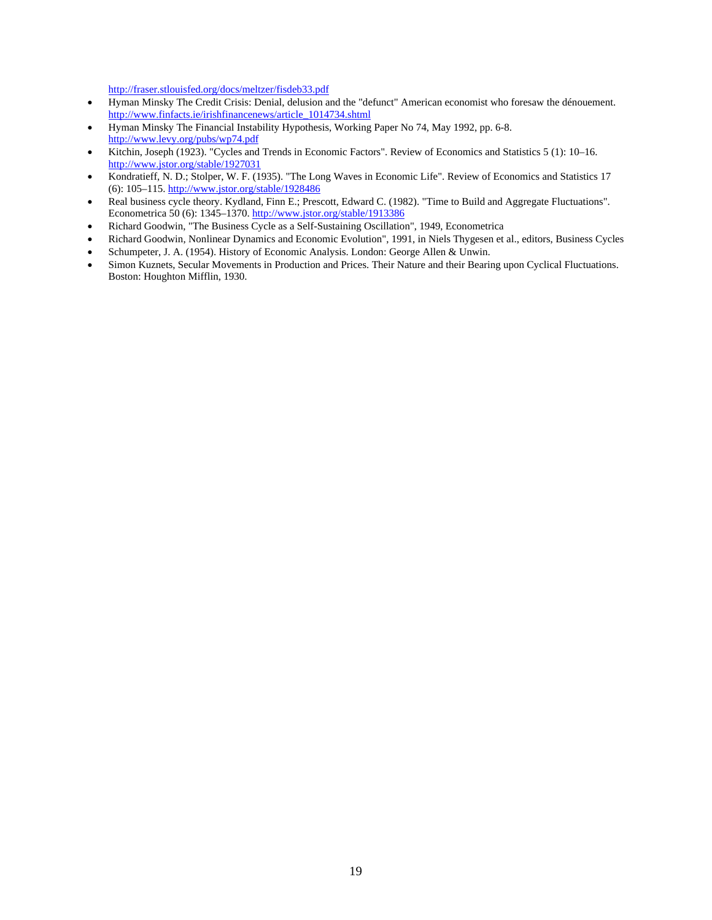http://fraser.stlouisfed.org/docs/meltzer/fisdeb33.pdf

- Hyman Minsky The Credit Crisis: Denial, delusion and the "defunct" American economist who foresaw the dénouement. http://www.finfacts.ie/irishfinancenews/article_1014734.shtml
- Hyman Minsky The Financial Instability Hypothesis, Working Paper No 74, May 1992, pp. 6-8. http://www.levy.org/pubs/wp74.pdf
- Kitchin, Joseph (1923). "Cycles and Trends in Economic Factors". Review of Economics and Statistics 5 (1): 10–16. http://www.jstor.org/stable/1927031
- Kondratieff, N. D.; Stolper, W. F. (1935). "The Long Waves in Economic Life". Review of Economics and Statistics 17 (6): 105–115. http://www.jstor.org/stable/1928486
- Real business cycle theory. Kydland, Finn E.; Prescott, Edward C. (1982). "Time to Build and Aggregate Fluctuations". Econometrica 50 (6): 1345–1370. http://www.jstor.org/stable/1913386
- Richard Goodwin, "The Business Cycle as a Self-Sustaining Oscillation", 1949, Econometrica
- Richard Goodwin, Nonlinear Dynamics and Economic Evolution", 1991, in Niels Thygesen et al., editors, Business Cycles
- Schumpeter, J. A. (1954). History of Economic Analysis. London: George Allen & Unwin.
- Simon Kuznets, Secular Movements in Production and Prices. Their Nature and their Bearing upon Cyclical Fluctuations. Boston: Houghton Mifflin, 1930.